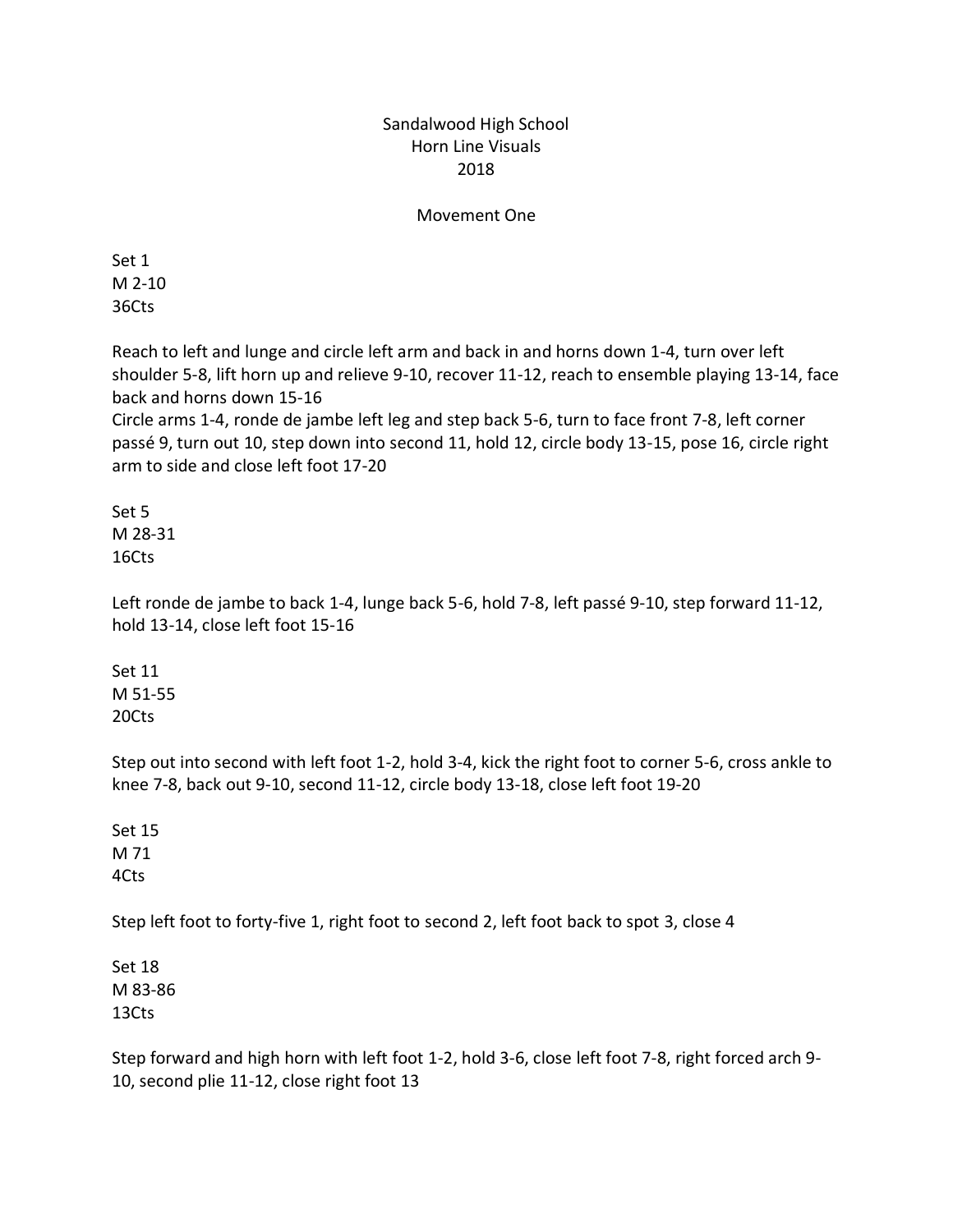# Sandalwood High School
# Horn Line Visuals
# 2018

## Movement One

Set 1
M 2-10
36Cts

Reach to left and lunge and circle left arm and back in and horns down 1-4, turn over left shoulder 5-8, lift horn up and relieve 9-10, recover 11-12, reach to ensemble playing 13-14, face back and horns down 15-16
Circle arms 1-4, ronde de jambe left leg and step back 5-6, turn to face front 7-8, left corner passé 9, turn out 10, step down into second 11, hold 12, circle body 13-15, pose 16, circle right arm to side and close left foot 17-20

Set 5
M 28-31
16Cts

Left ronde de jambe to back 1-4, lunge back 5-6, hold 7-8, left passé 9-10, step forward 11-12, hold 13-14, close left foot 15-16

Set 11
M 51-55
20Cts

Step out into second with left foot 1-2, hold 3-4, kick the right foot to corner 5-6, cross ankle to knee 7-8, back out 9-10, second 11-12, circle body 13-18, close left foot 19-20

Set 15
M 71
4Cts

Step left foot to forty-five 1, right foot to second 2, left foot back to spot 3, close 4

Set 18
M 83-86
13Cts

Step forward and high horn with left foot 1-2, hold 3-6, close left foot 7-8, right forced arch 9-10, second plie 11-12, close right foot 13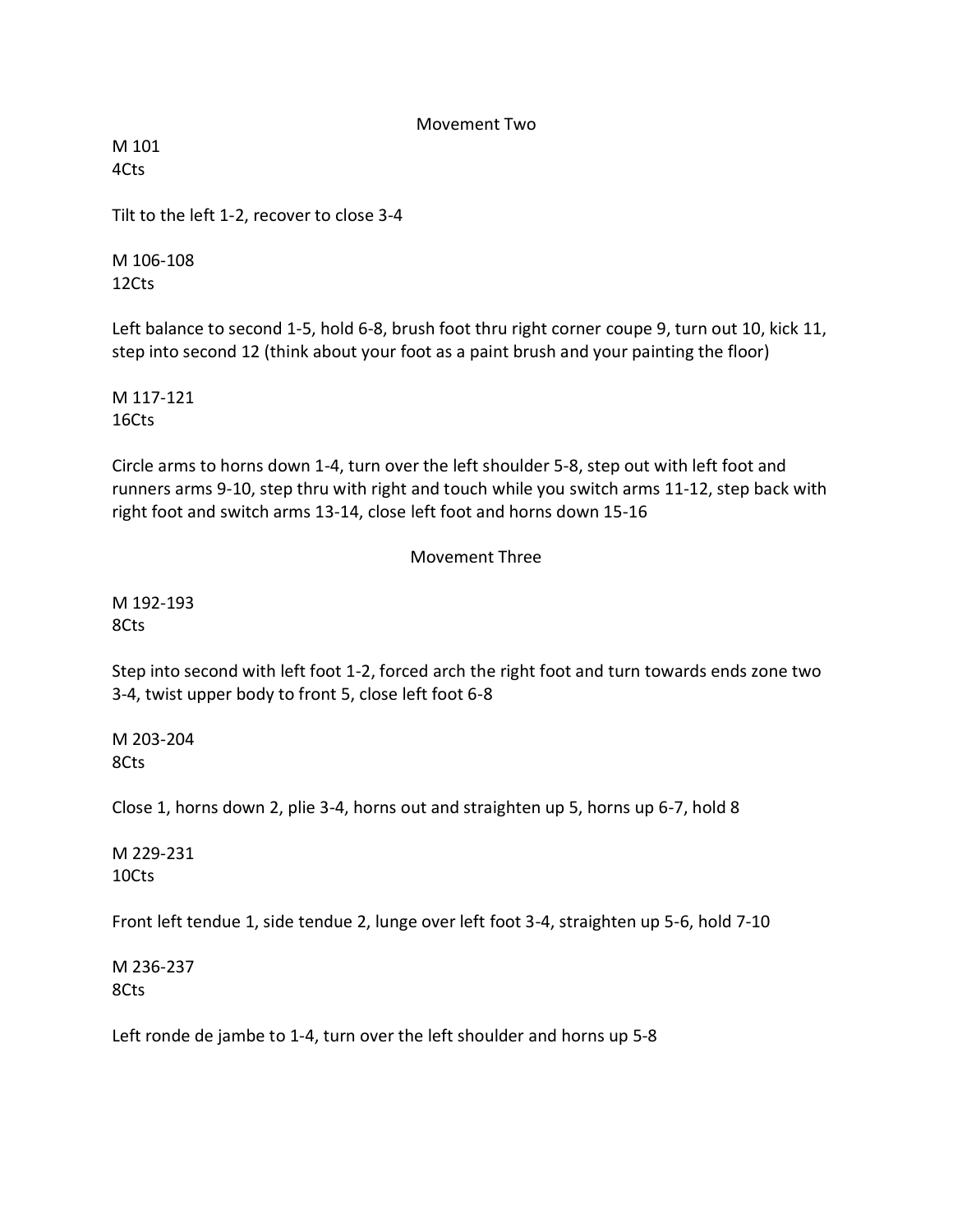## Movement Two

M 101
4Cts

Tilt to the left 1-2, recover to close 3-4

M 106-108
12Cts

Left balance to second 1-5, hold 6-8, brush foot thru right corner coupe 9, turn out 10, kick 11, step into second 12 (think about your foot as a paint brush and your painting the floor)

M 117-121
16Cts

Circle arms to horns down 1-4, turn over the left shoulder 5-8, step out with left foot and runners arms 9-10, step thru with right and touch while you switch arms 11-12, step back with right foot and switch arms 13-14, close left foot and horns down 15-16

## Movement Three

M 192-193
8Cts

Step into second with left foot 1-2, forced arch the right foot and turn towards ends zone two 3-4, twist upper body to front 5, close left foot 6-8

M 203-204
8Cts

Close 1, horns down 2, plie 3-4, horns out and straighten up 5, horns up 6-7, hold 8

M 229-231
10Cts

Front left tendue 1, side tendue 2, lunge over left foot 3-4, straighten up 5-6, hold 7-10

M 236-237
8Cts

Left ronde de jambe to 1-4, turn over the left shoulder and horns up 5-8